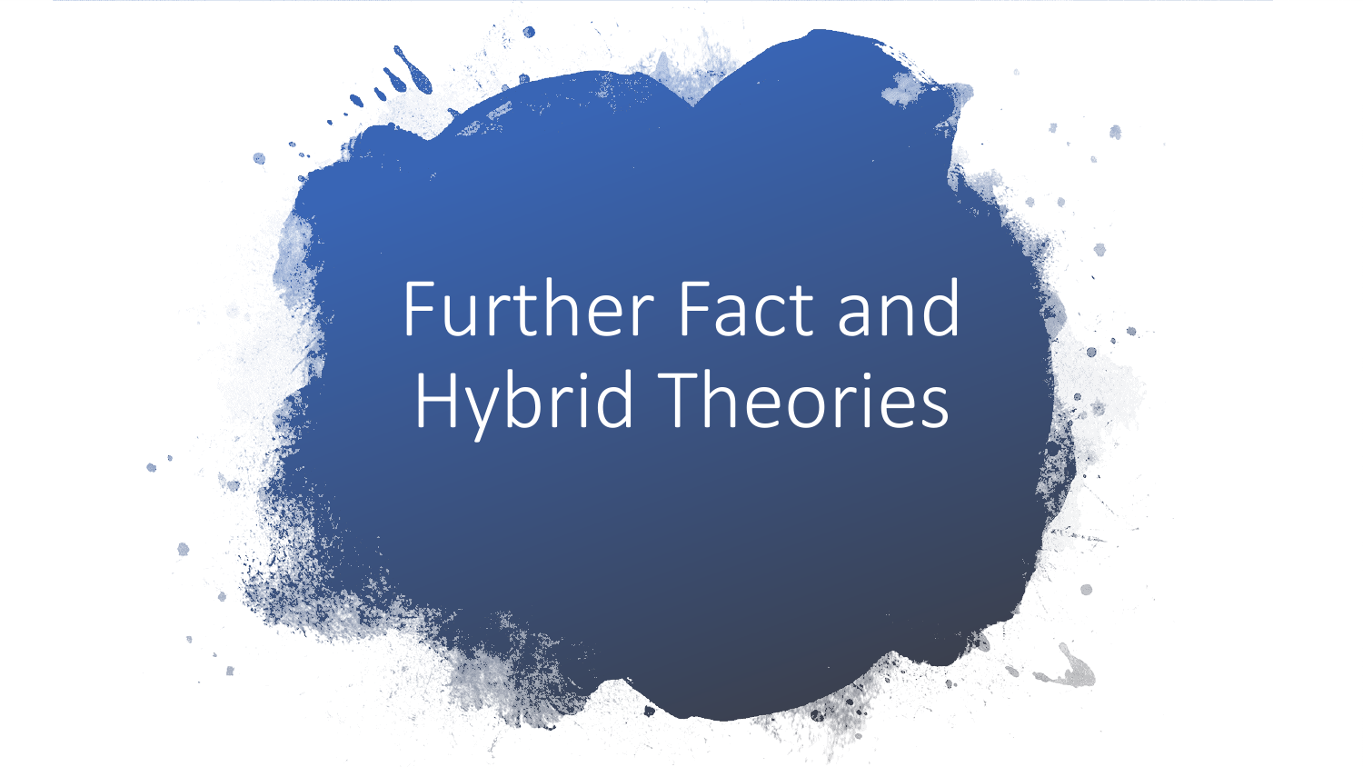# Further Fact and Hybrid Theories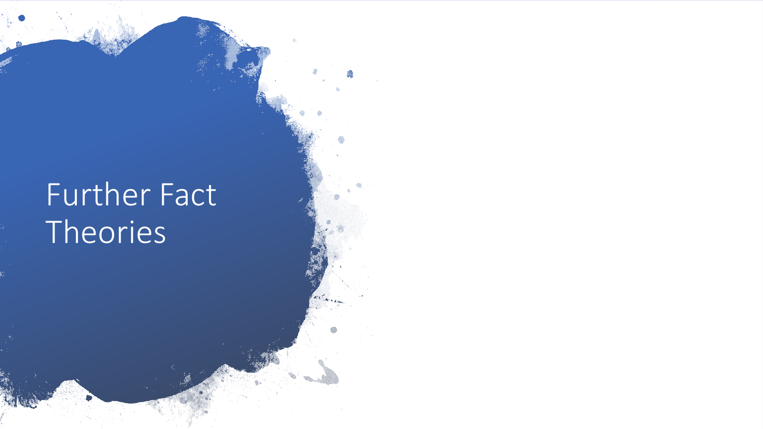# Further Fact Theories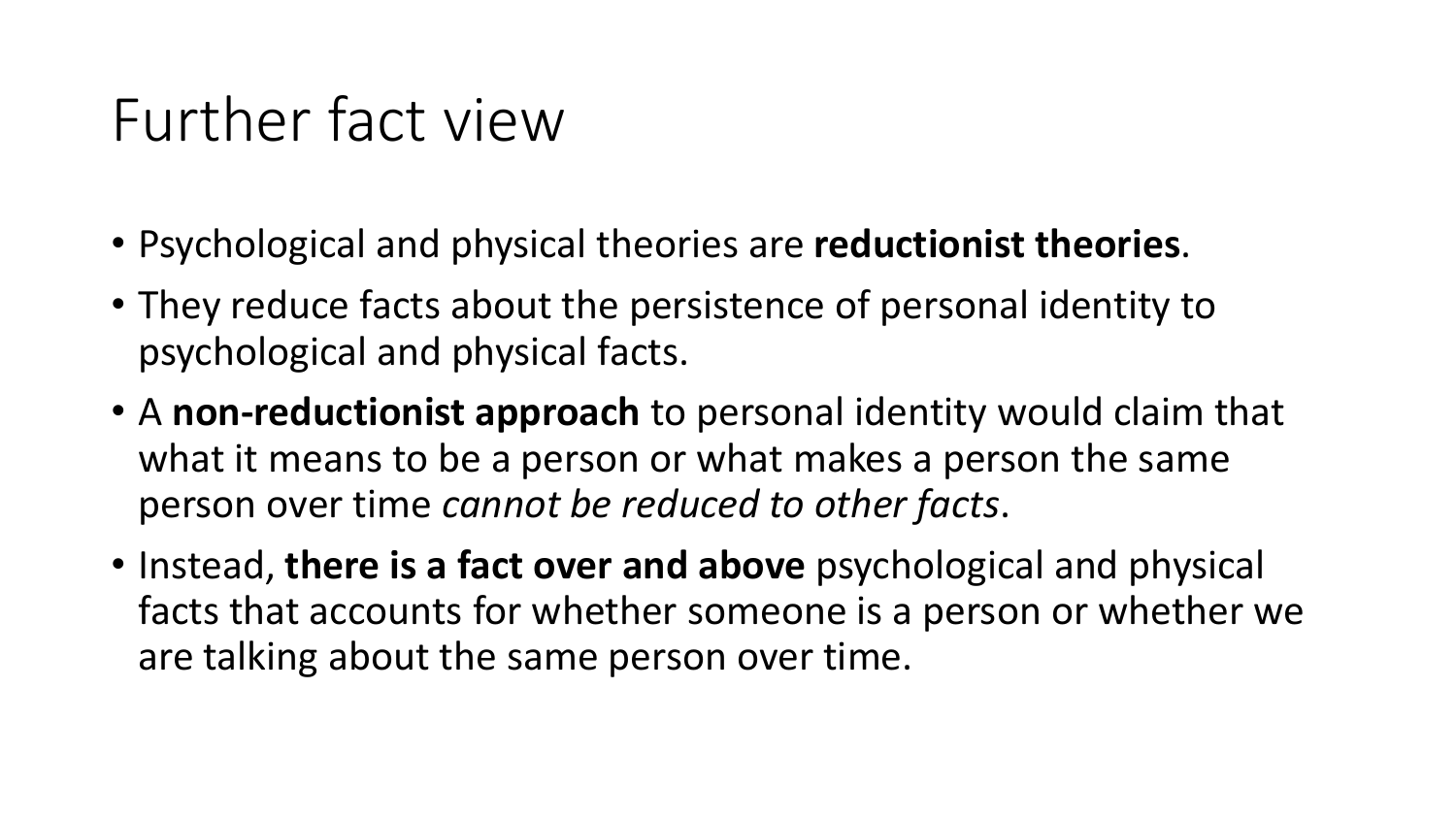# Further fact view

- Psychological and physical theories are **reductionist theories**.
- They reduce facts about the persistence of personal identity to psychological and physical facts.
- A **non-reductionist approach** to personal identity would claim that what it means to be a person or what makes a person the same person over time *cannot be reduced to other facts*.
- Instead, **there is a fact over and above** psychological and physical facts that accounts for whether someone is a person or whether we are talking about the same person over time.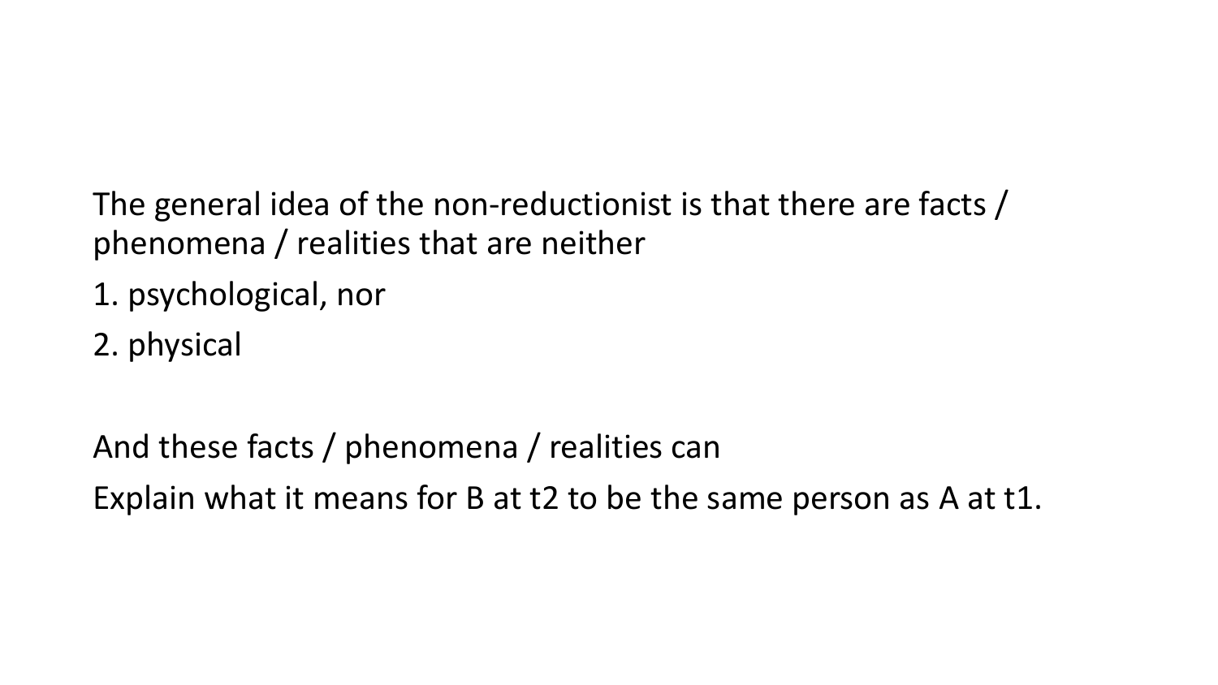The general idea of the non-reductionist is that there are facts / phenomena / realities that are neither

1. psychological, nor
2. physical

And these facts / phenomena / realities can

Explain what it means for B at t2 to be the same person as A at t1.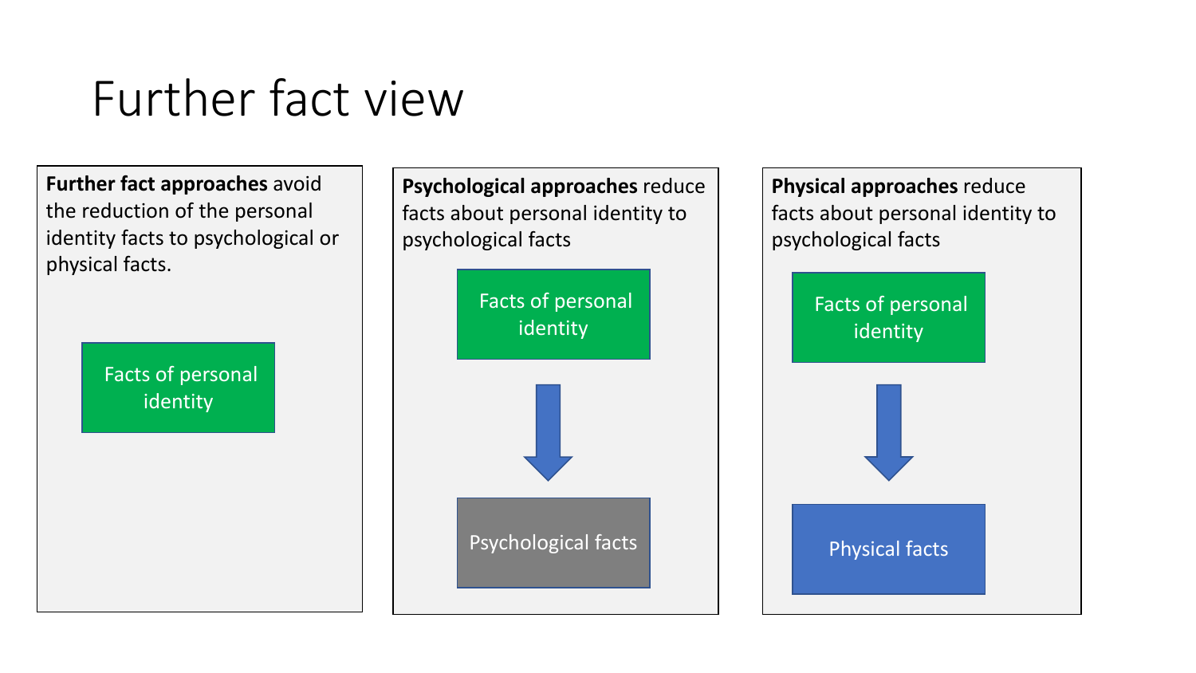# Further fact view

**Further fact approaches** avoid the reduction of the personal identity facts to psychological or physical facts.

Facts of personal identity

**Psychological approaches** reduce facts about personal identity to psychological facts

Facts of personal identity

↓

Psychological facts

**Physical approaches** reduce facts about personal identity to psychological facts

Facts of personal identity

↓

Physical facts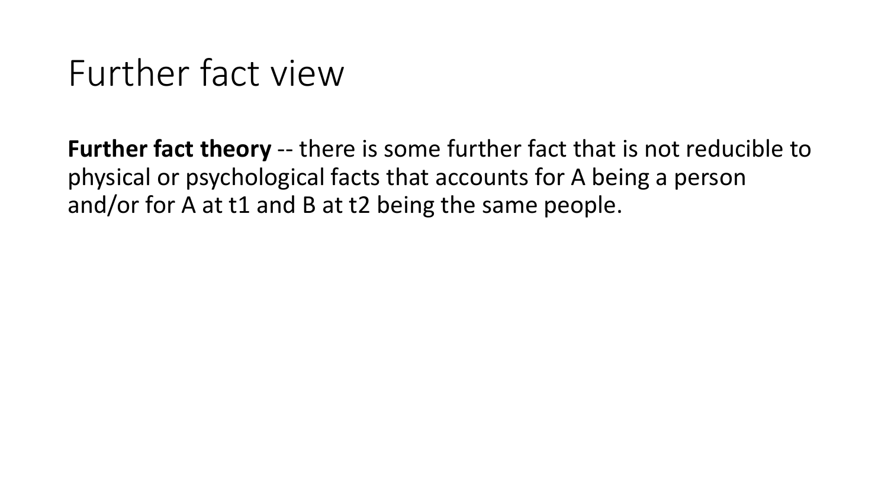# Further fact view

**Further fact theory** -- there is some further fact that is not reducible to physical or psychological facts that accounts for A being a person and/or for A at t1 and B at t2 being the same people.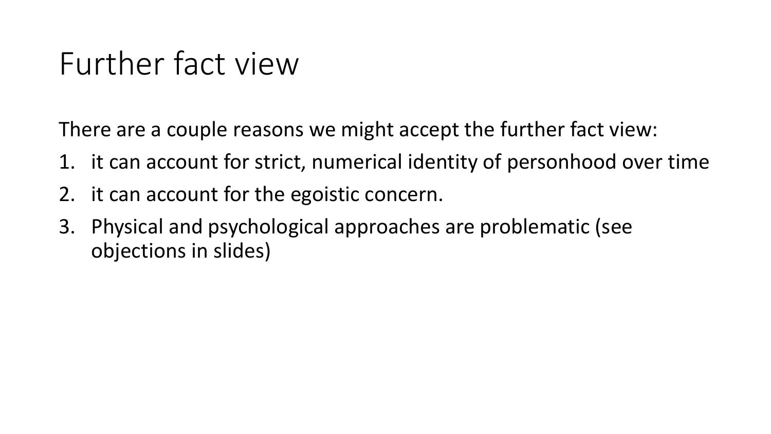# Further fact view

There are a couple reasons we might accept the further fact view:

1. it can account for strict, numerical identity of personhood over time
2. it can account for the egoistic concern.
3. Physical and psychological approaches are problematic (see objections in slides)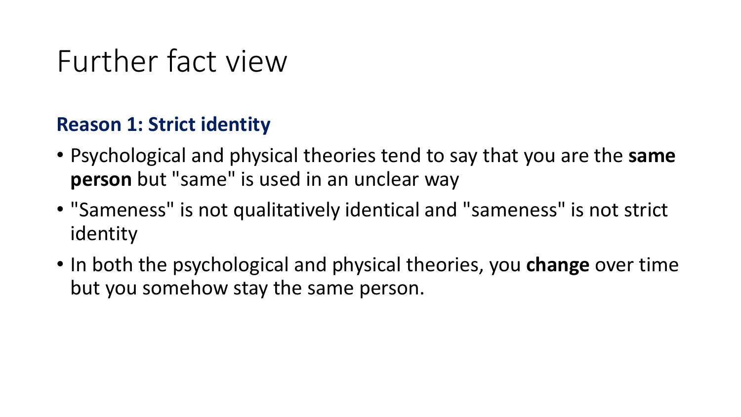# Further fact view

### Reason 1: Strict identity

- Psychological and physical theories tend to say that you are the **same person** but "same" is used in an unclear way
- "Sameness" is not qualitatively identical and "sameness" is not strict identity
- In both the psychological and physical theories, you **change** over time but you somehow stay the same person.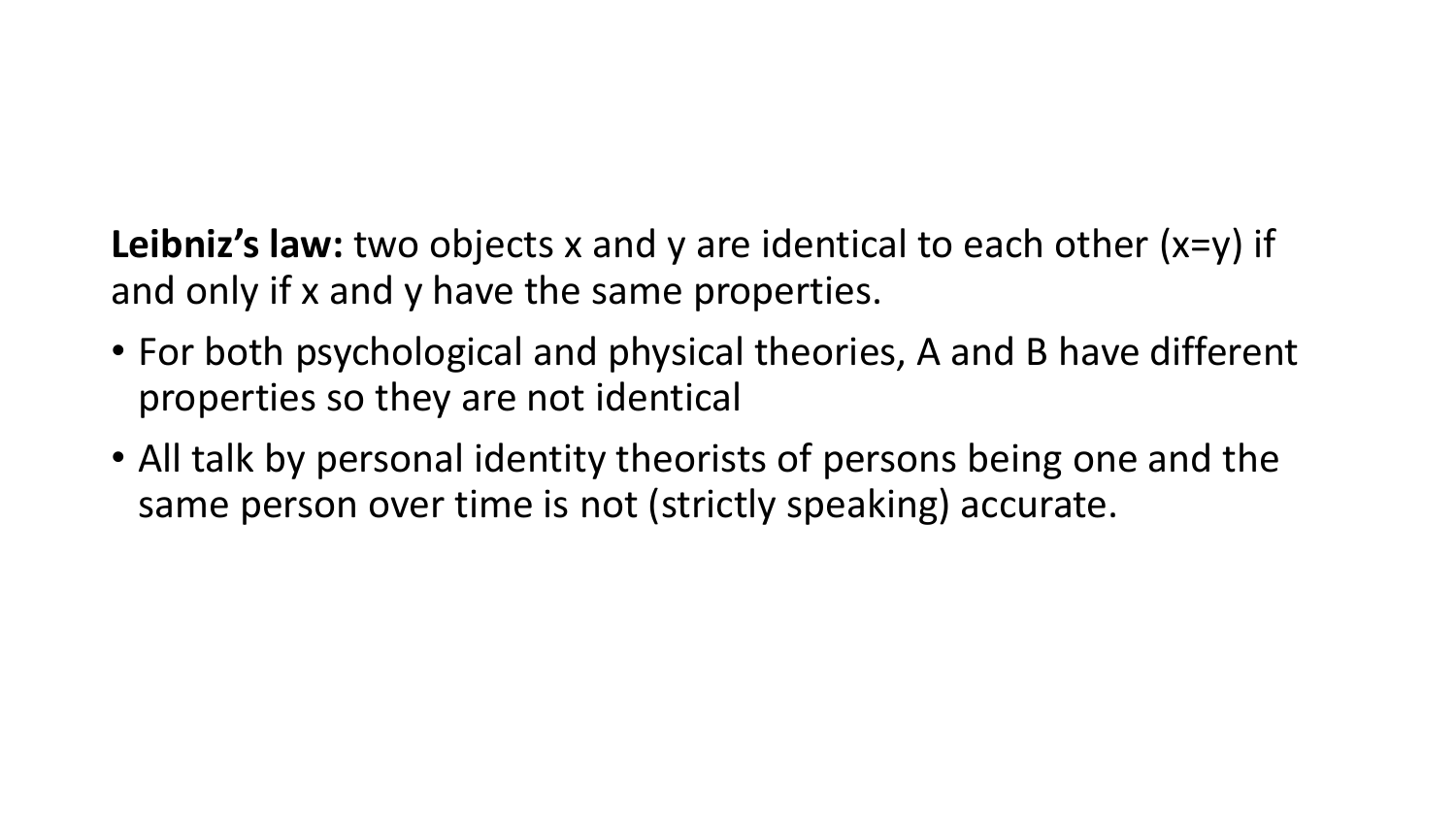**Leibniz's law:** two objects x and y are identical to each other (x=y) if and only if x and y have the same properties.

- For both psychological and physical theories, A and B have different properties so they are not identical
- All talk by personal identity theorists of persons being one and the same person over time is not (strictly speaking) accurate.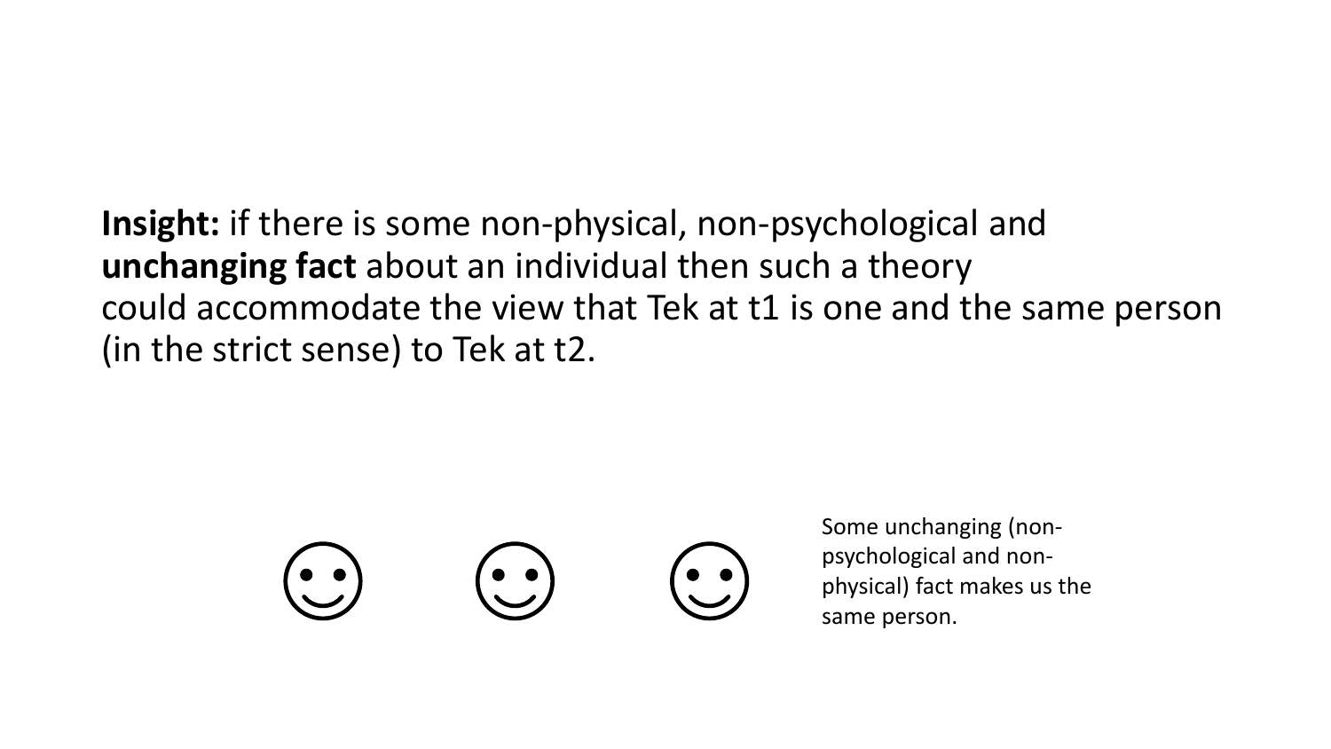**Insight:** if there is some non-physical, non-psychological and **unchanging fact** about an individual then such a theory could accommodate the view that Tek at t1 is one and the same person (in the strict sense) to Tek at t2.

☺ ☺ ☺

Some unchanging (non-psychological and non-physical) fact makes us the same person.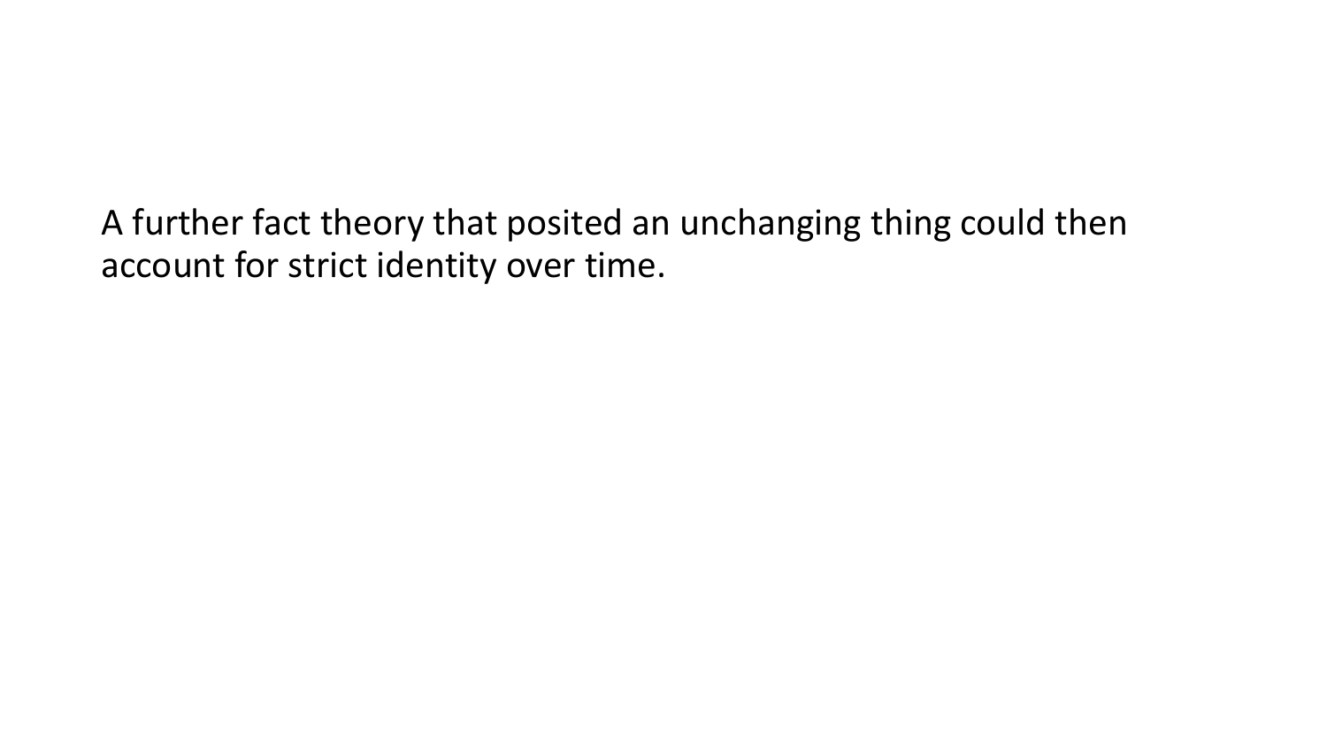A further fact theory that posited an unchanging thing could then account for strict identity over time.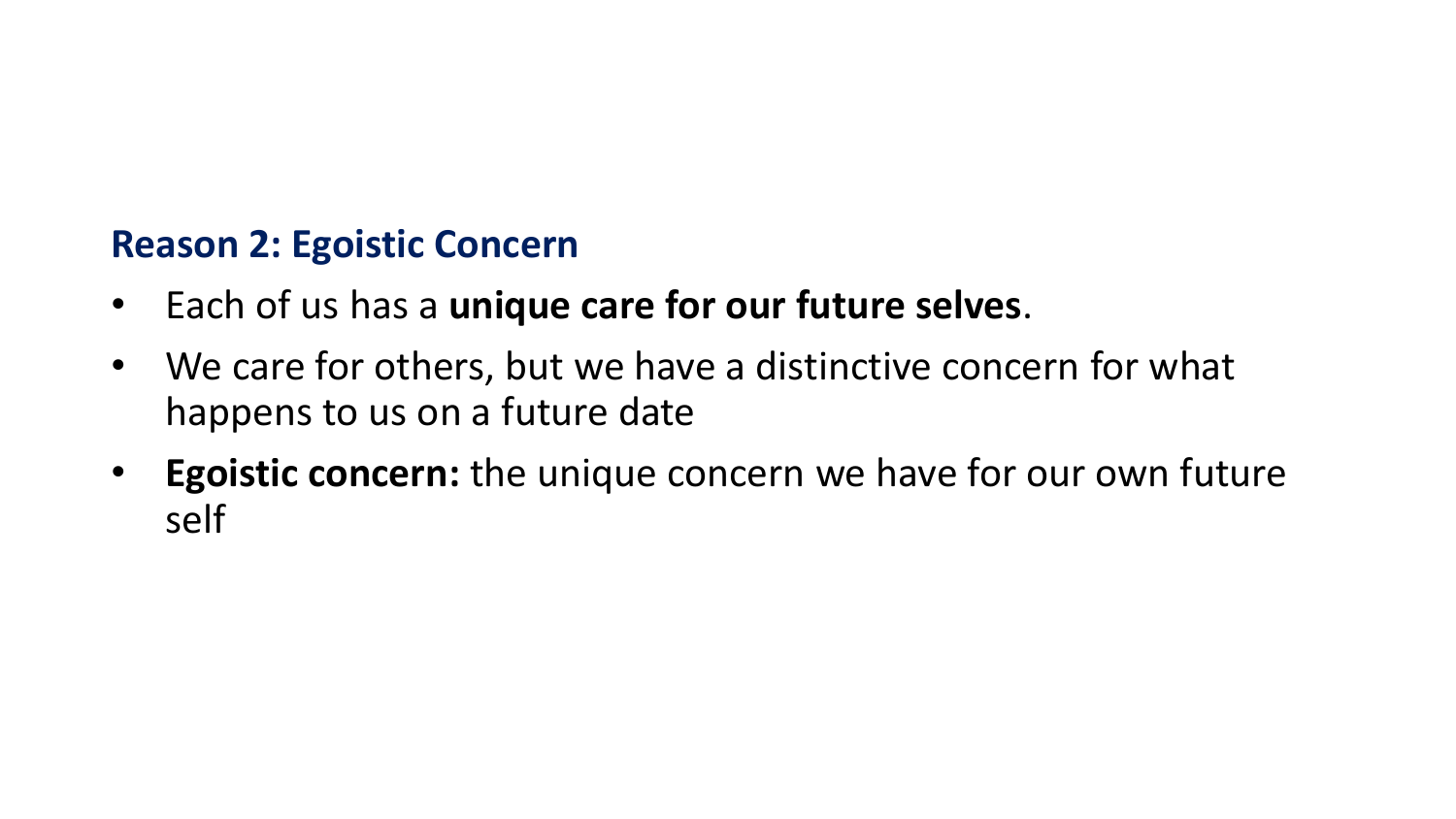## Reason 2: Egoistic Concern

- Each of us has a **unique care for our future selves**.
- We care for others, but we have a distinctive concern for what happens to us on a future date
- **Egoistic concern:** the unique concern we have for our own future self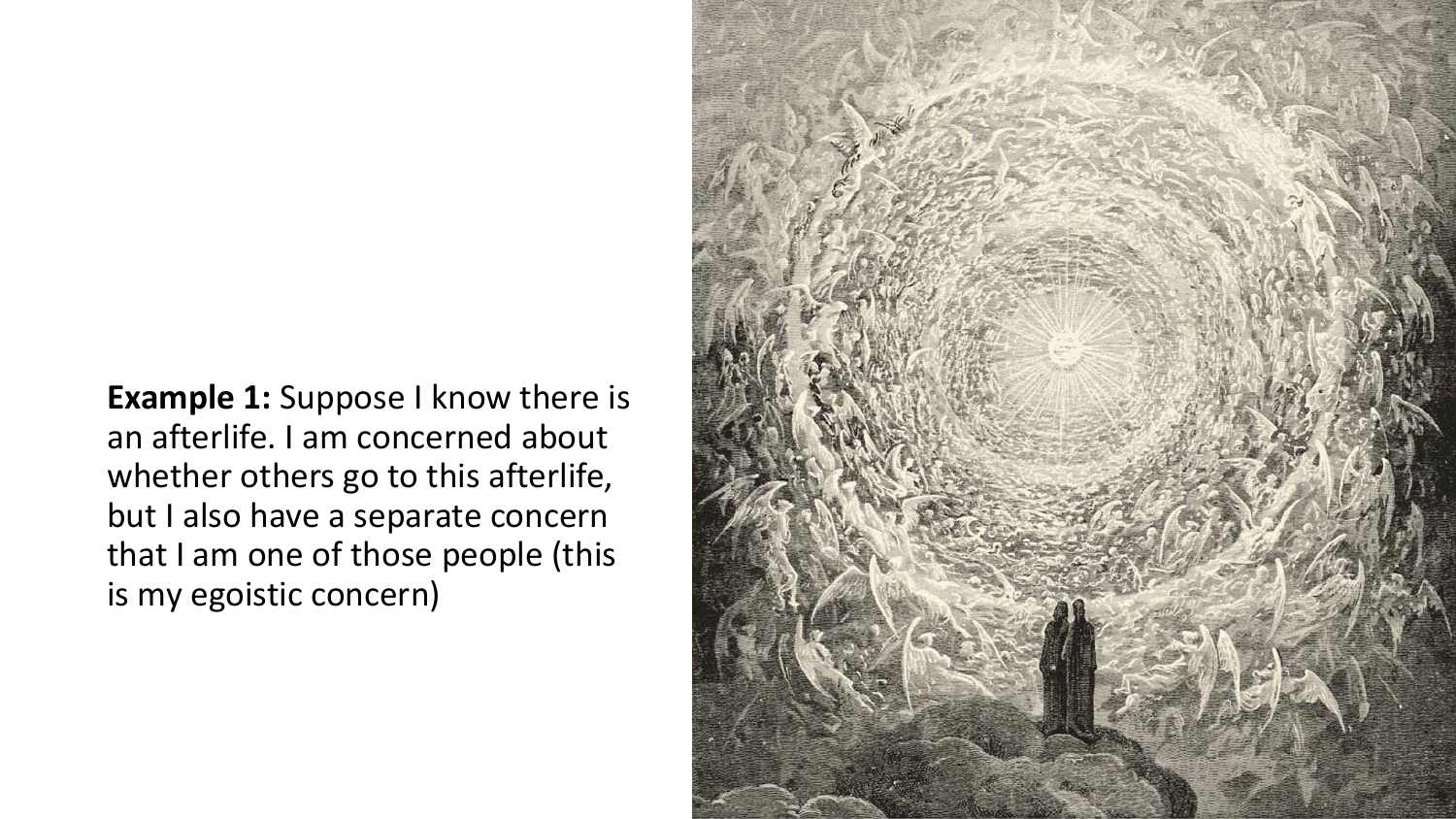**Example 1:** Suppose I know there is an afterlife. I am concerned about whether others go to this afterlife, but I also have a separate concern that I am one of those people (this is my egoistic concern)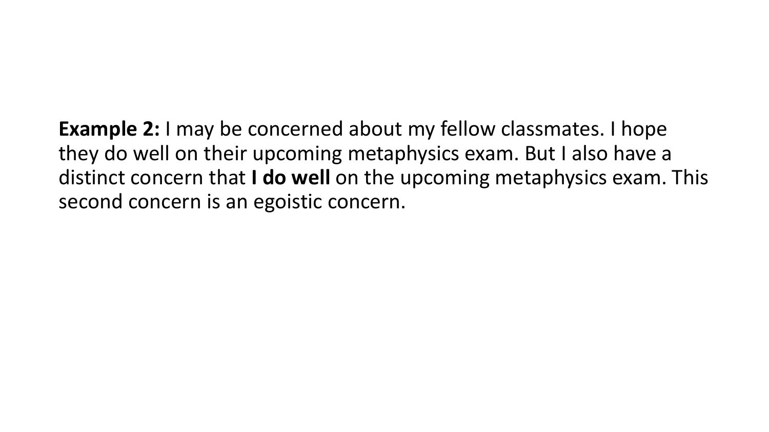**Example 2:** I may be concerned about my fellow classmates. I hope they do well on their upcoming metaphysics exam. But I also have a distinct concern that **I do well** on the upcoming metaphysics exam. This second concern is an egoistic concern.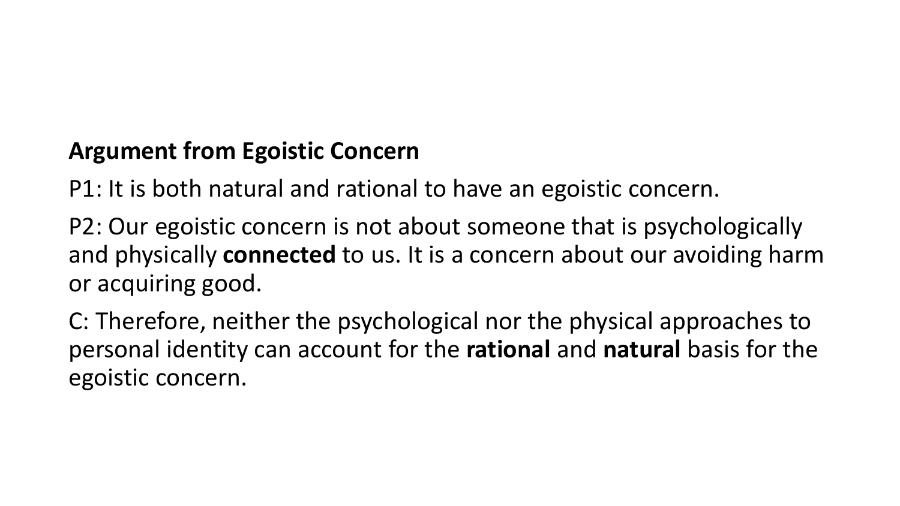**Argument from Egoistic Concern**

P1: It is both natural and rational to have an egoistic concern.

P2: Our egoistic concern is not about someone that is psychologically and physically **connected** to us. It is a concern about our avoiding harm or acquiring good.

C: Therefore, neither the psychological nor the physical approaches to personal identity can account for the **rational** and **natural** basis for the egoistic concern.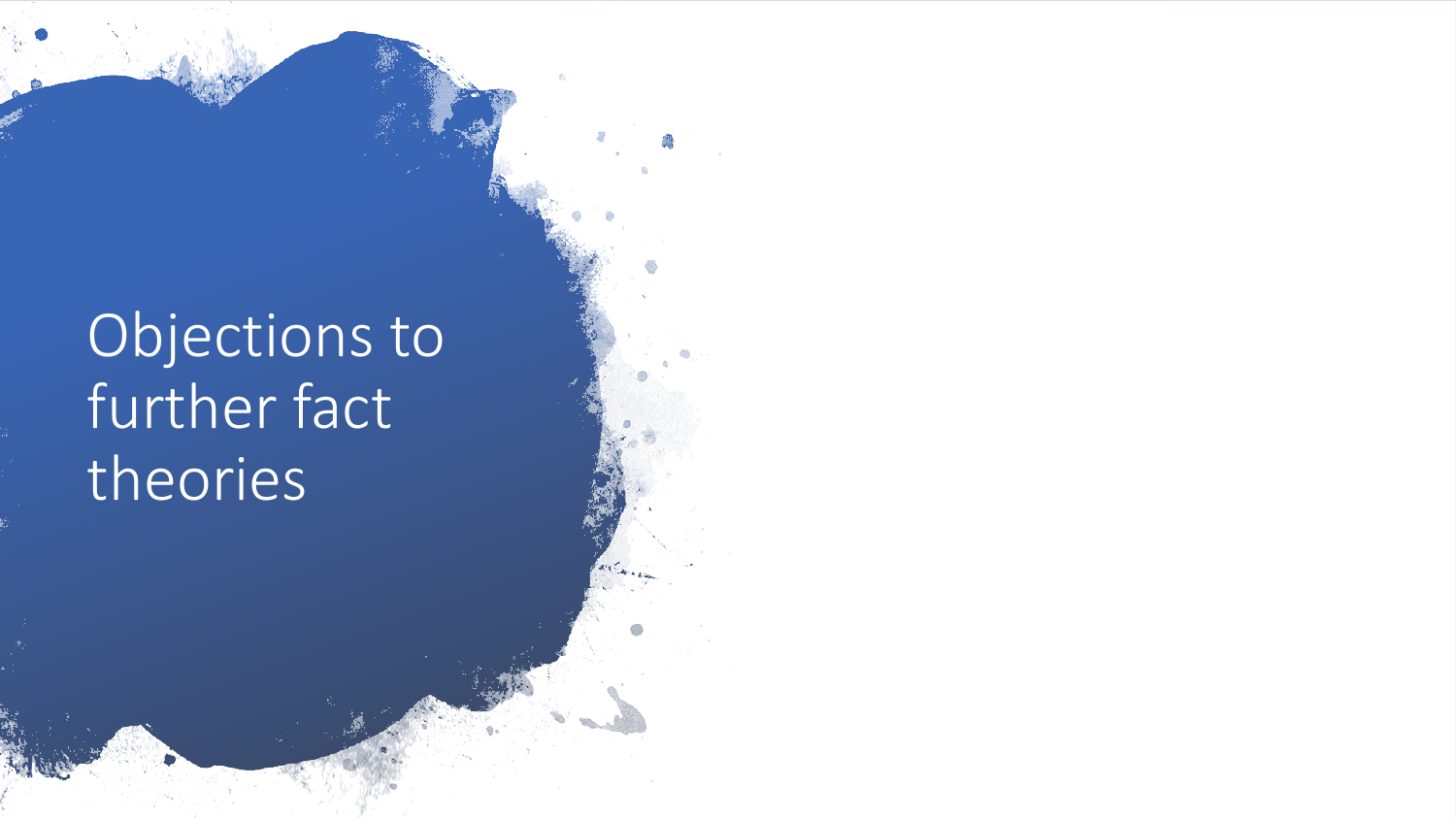# Objections to further fact theories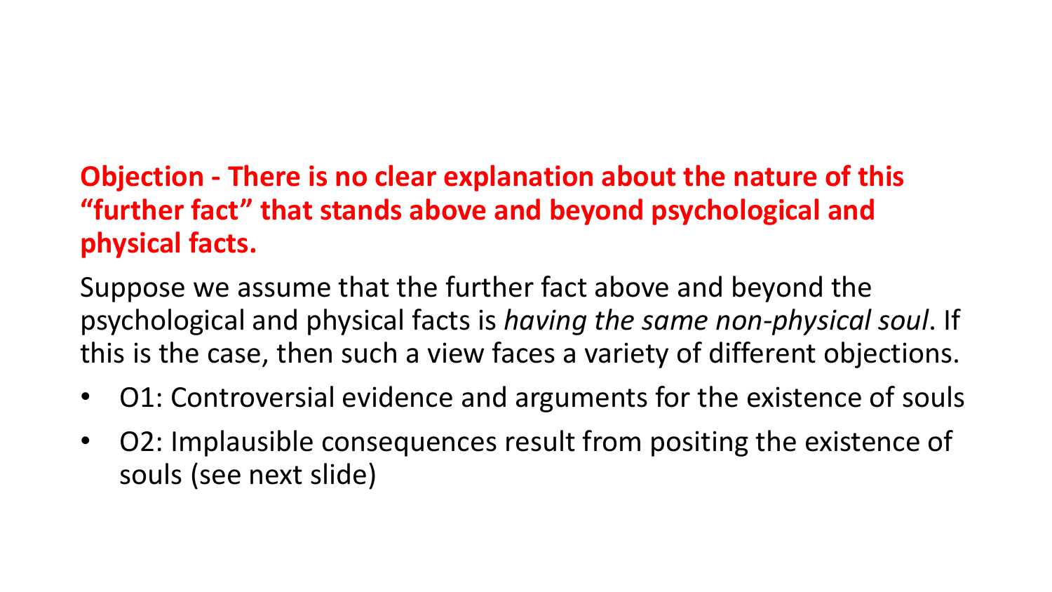**Objection - There is no clear explanation about the nature of this “further fact” that stands above and beyond psychological and physical facts.**

Suppose we assume that the further fact above and beyond the psychological and physical facts is *having the same non-physical soul*. If this is the case, then such a view faces a variety of different objections.

- O1: Controversial evidence and arguments for the existence of souls
- O2: Implausible consequences result from positing the existence of souls (see next slide)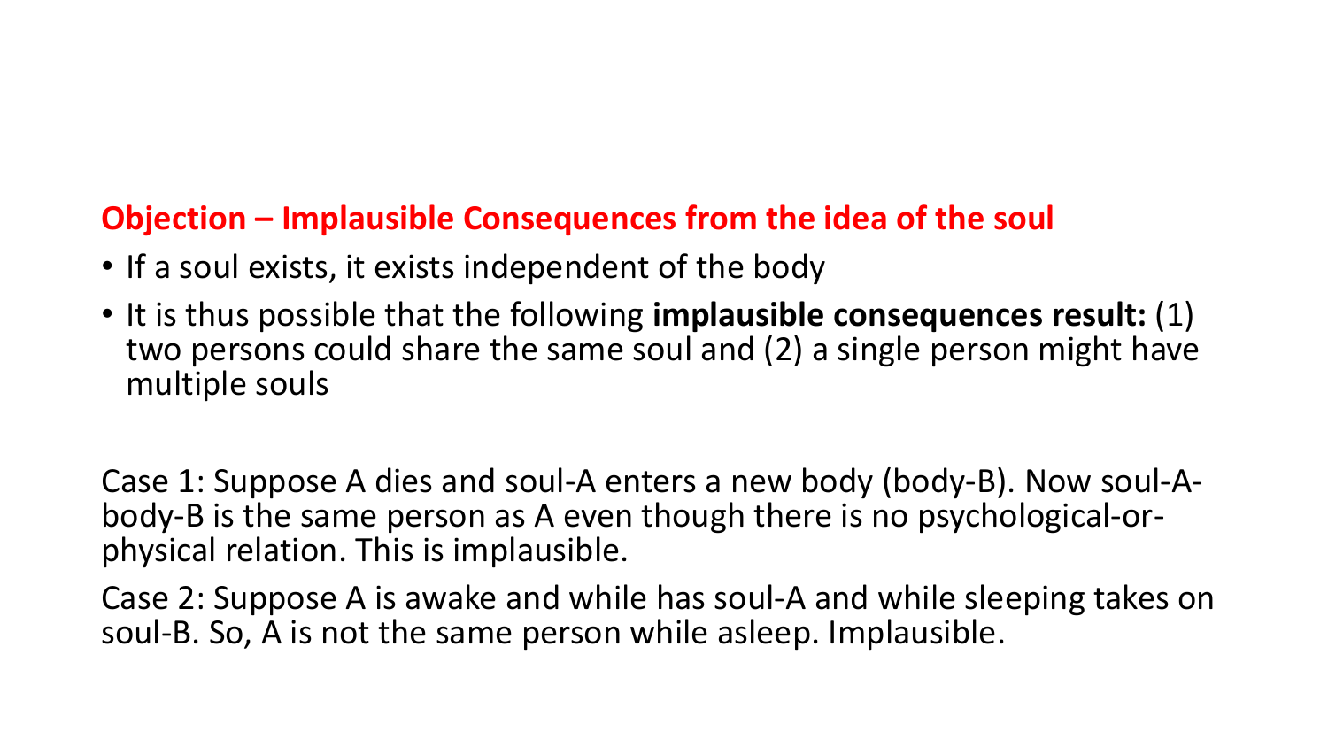## Objection – Implausible Consequences from the idea of the soul

- If a soul exists, it exists independent of the body
- It is thus possible that the following **implausible consequences result:** (1) two persons could share the same soul and (2) a single person might have multiple souls

Case 1: Suppose A dies and soul-A enters a new body (body-B). Now soul-A-body-B is the same person as A even though there is no psychological-or-physical relation. This is implausible.

Case 2: Suppose A is awake and while has soul-A and while sleeping takes on soul-B. So, A is not the same person while asleep. Implausible.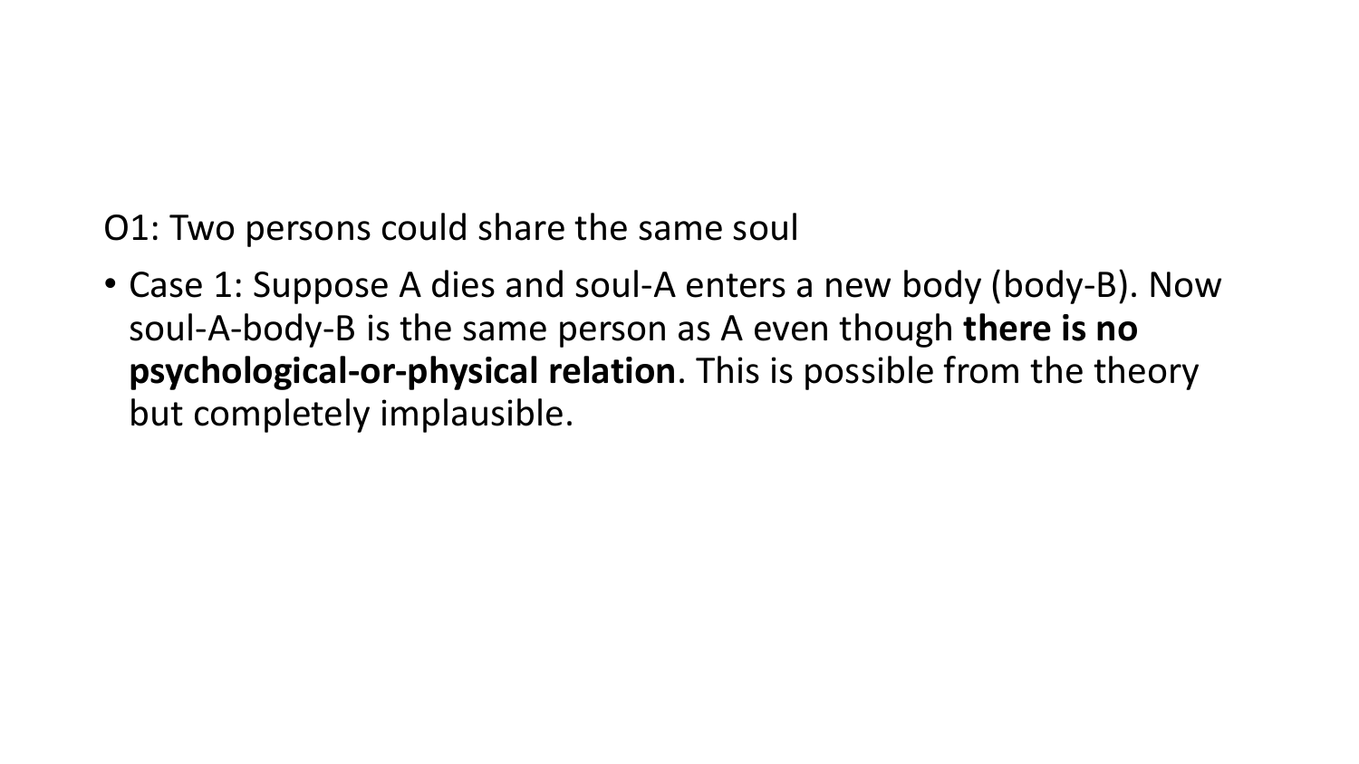O1: Two persons could share the same soul

- Case 1: Suppose A dies and soul-A enters a new body (body-B). Now soul-A-body-B is the same person as A even though **there is no psychological-or-physical relation**. This is possible from the theory but completely implausible.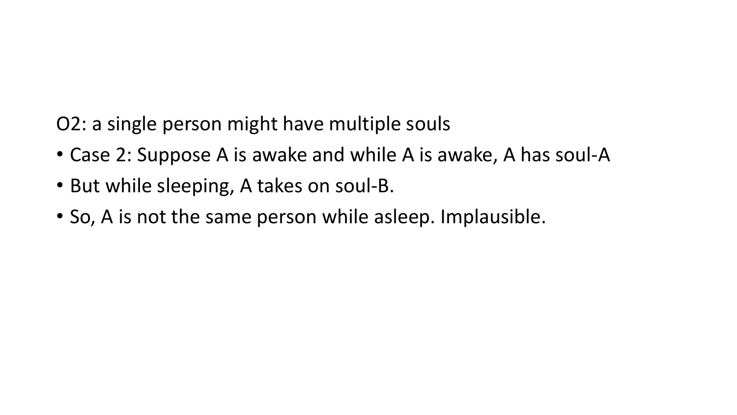O2: a single person might have multiple souls

- Case 2: Suppose A is awake and while A is awake, A has soul-A
- But while sleeping, A takes on soul-B.
- So, A is not the same person while asleep. Implausible.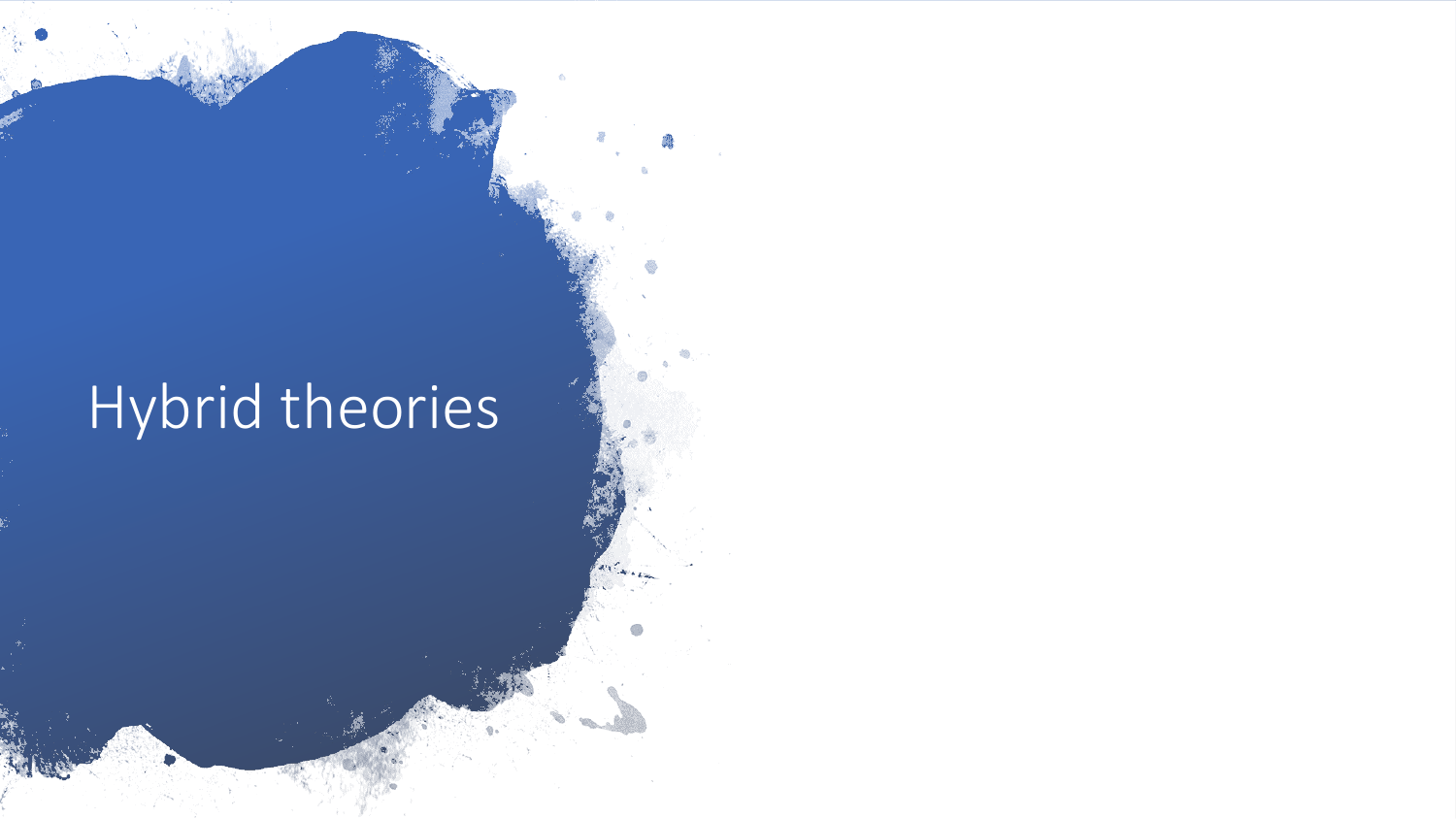# Hybrid theories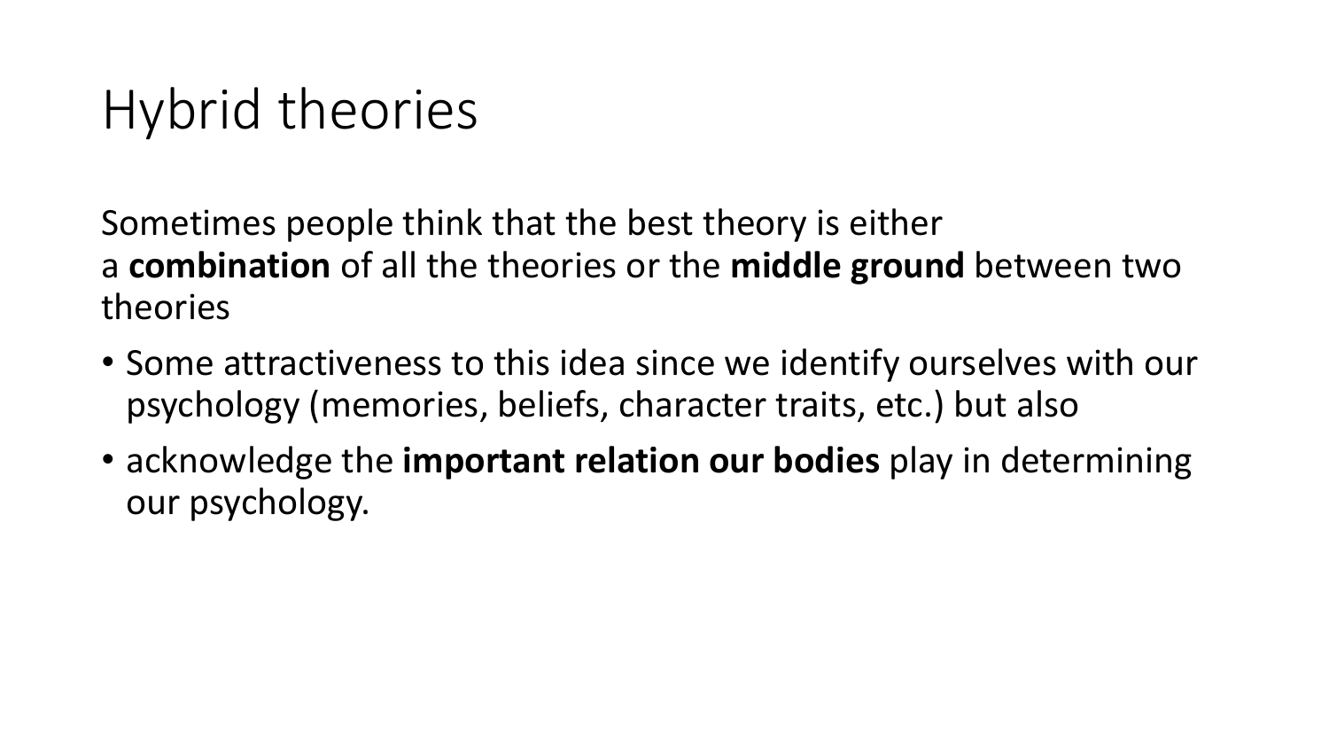# Hybrid theories

Sometimes people think that the best theory is either a **combination** of all the theories or the **middle ground** between two theories

- Some attractiveness to this idea since we identify ourselves with our psychology (memories, beliefs, character traits, etc.) but also
- acknowledge the **important relation our bodies** play in determining our psychology.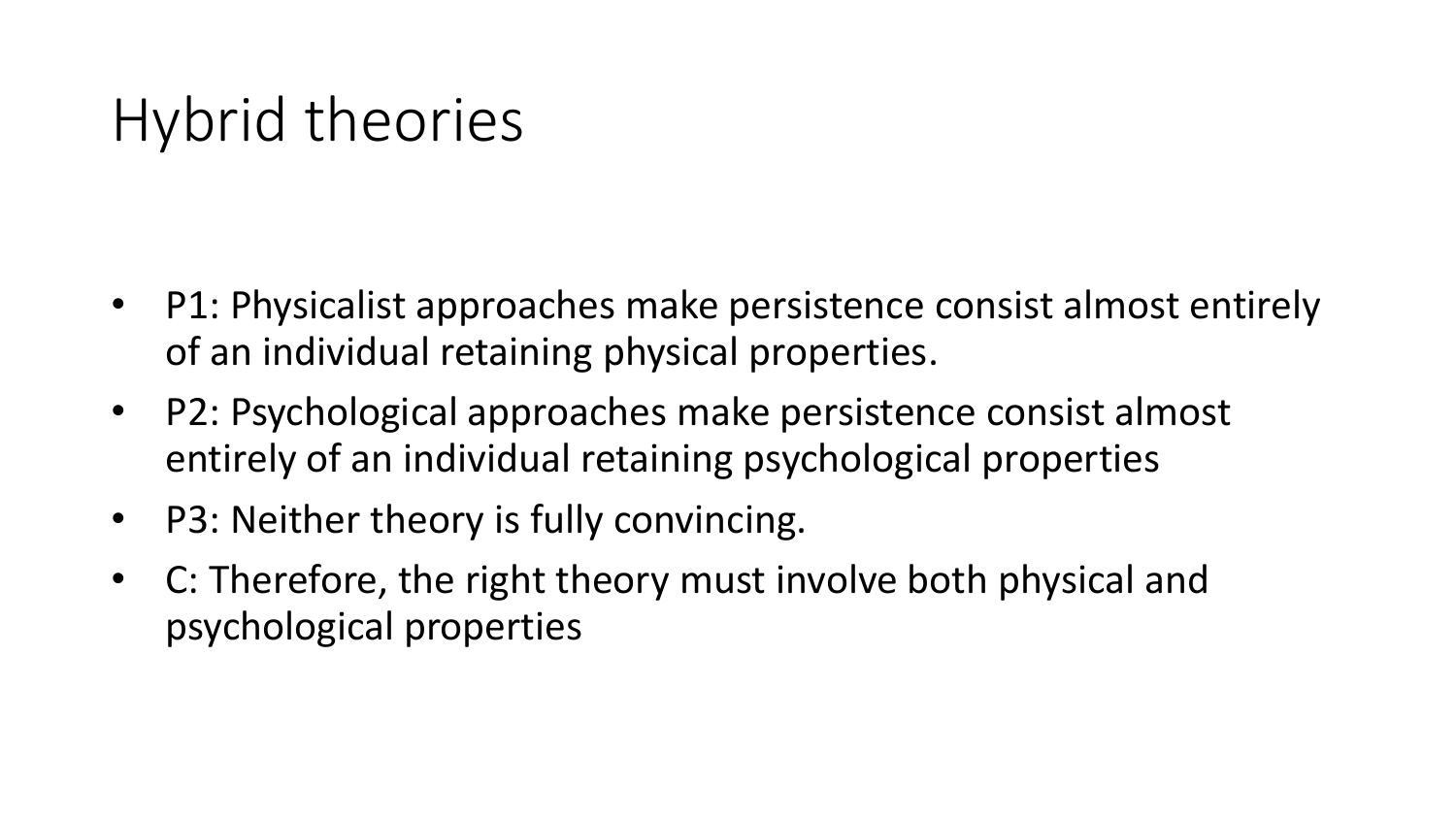# Hybrid theories

- P1: Physicalist approaches make persistence consist almost entirely of an individual retaining physical properties.
- P2: Psychological approaches make persistence consist almost entirely of an individual retaining psychological properties
- P3: Neither theory is fully convincing.
- C: Therefore, the right theory must involve both physical and psychological properties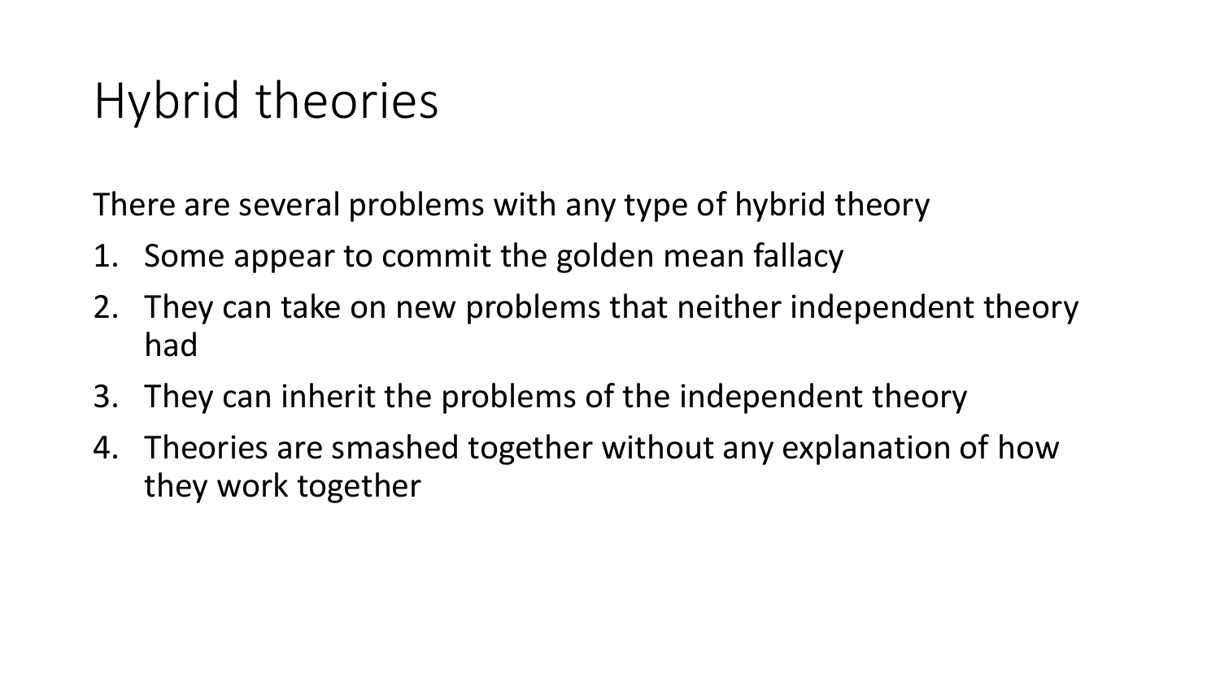# Hybrid theories

There are several problems with any type of hybrid theory

1. Some appear to commit the golden mean fallacy
2. They can take on new problems that neither independent theory had
3. They can inherit the problems of the independent theory
4. Theories are smashed together without any explanation of how they work together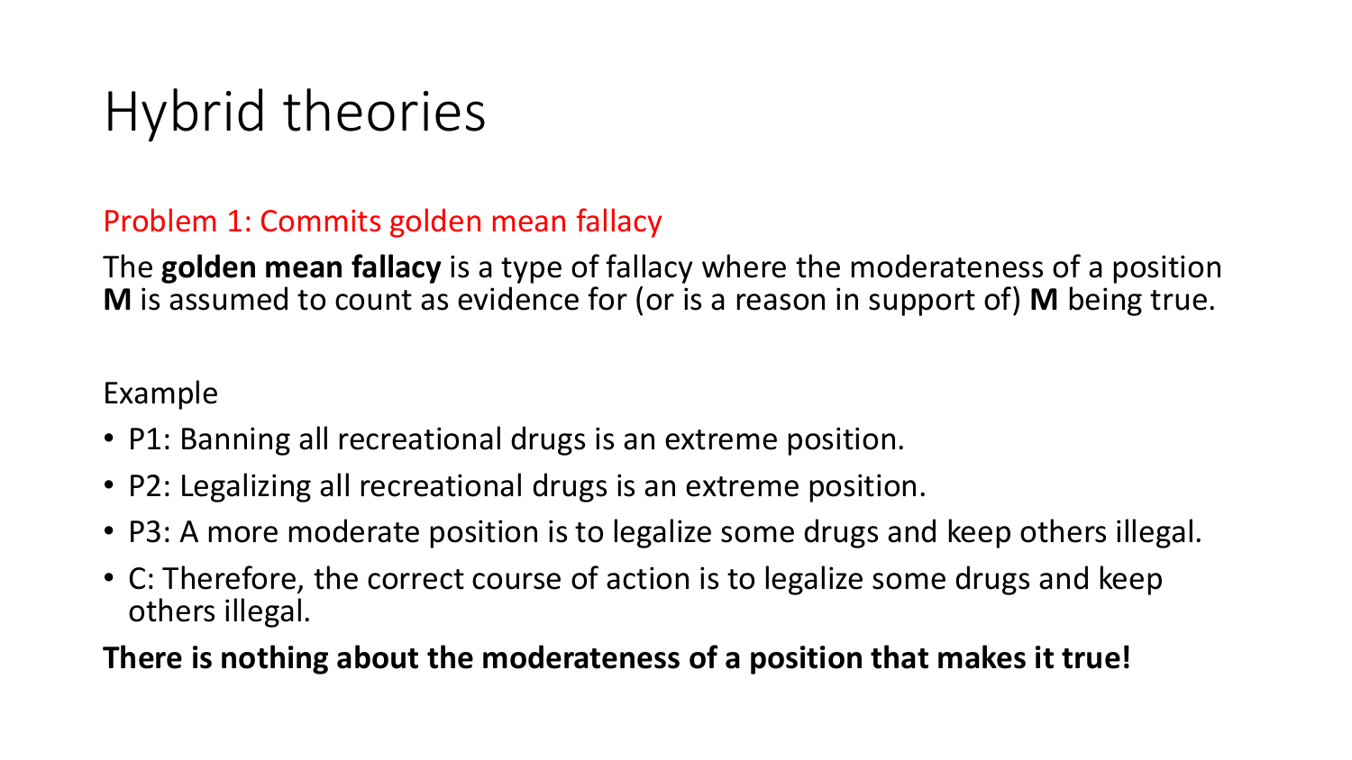# Hybrid theories

Problem 1: Commits golden mean fallacy

The **golden mean fallacy** is a type of fallacy where the moderateness of a position **M** is assumed to count as evidence for (or is a reason in support of) **M** being true.

Example

- P1: Banning all recreational drugs is an extreme position.
- P2: Legalizing all recreational drugs is an extreme position.
- P3: A more moderate position is to legalize some drugs and keep others illegal.
- C: Therefore, the correct course of action is to legalize some drugs and keep others illegal.

**There is nothing about the moderateness of a position that makes it true!**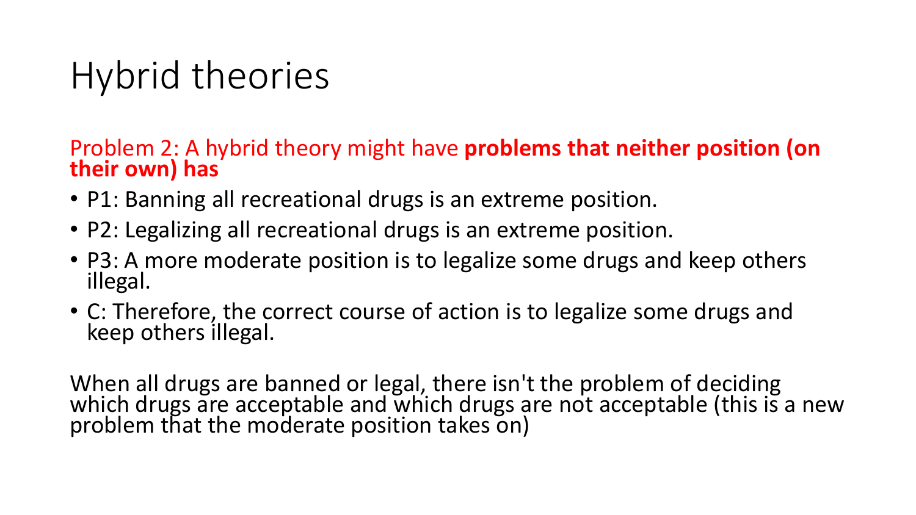# Hybrid theories

Problem 2: A hybrid theory might have **problems that neither position (on their own) has**

- P1: Banning all recreational drugs is an extreme position.
- P2: Legalizing all recreational drugs is an extreme position.
- P3: A more moderate position is to legalize some drugs and keep others illegal.
- C: Therefore, the correct course of action is to legalize some drugs and keep others illegal.

When all drugs are banned or legal, there isn't the problem of deciding which drugs are acceptable and which drugs are not acceptable (this is a new problem that the moderate position takes on)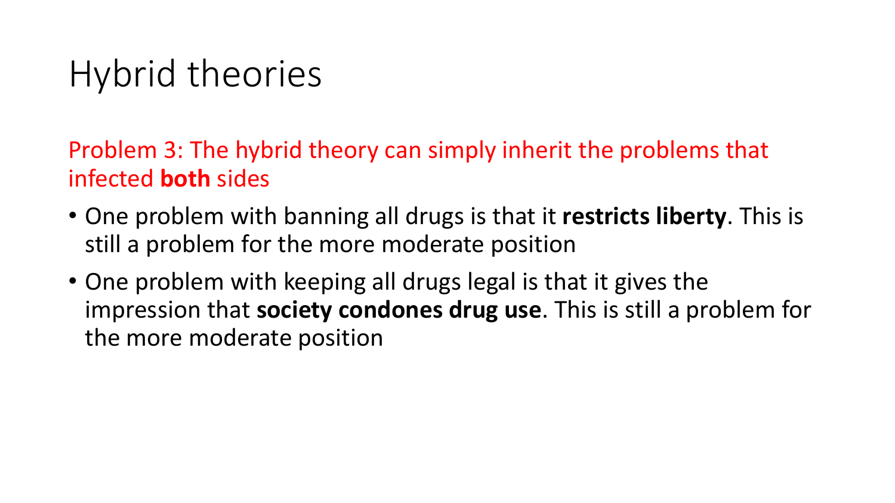# Hybrid theories

Problem 3: The hybrid theory can simply inherit the problems that infected **both** sides

- One problem with banning all drugs is that it **restricts liberty**. This is still a problem for the more moderate position
- One problem with keeping all drugs legal is that it gives the impression that **society condones drug use**. This is still a problem for the more moderate position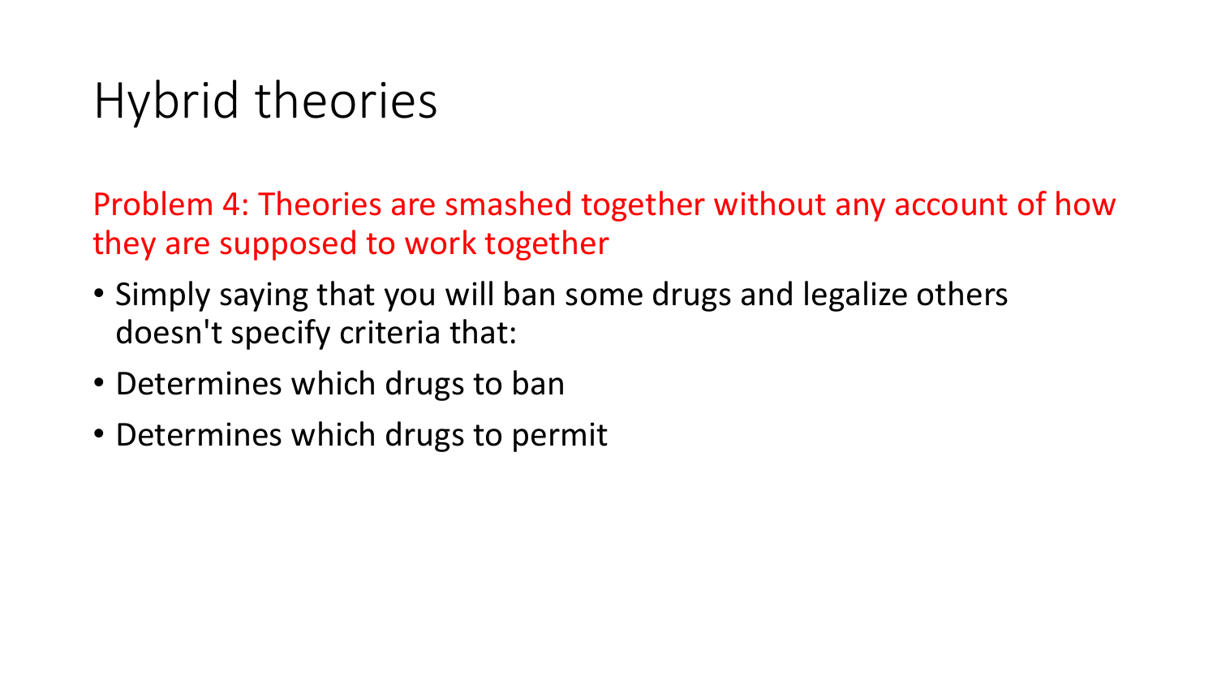# Hybrid theories

Problem 4: Theories are smashed together without any account of how they are supposed to work together

- Simply saying that you will ban some drugs and legalize others doesn't specify criteria that:
- Determines which drugs to ban
- Determines which drugs to permit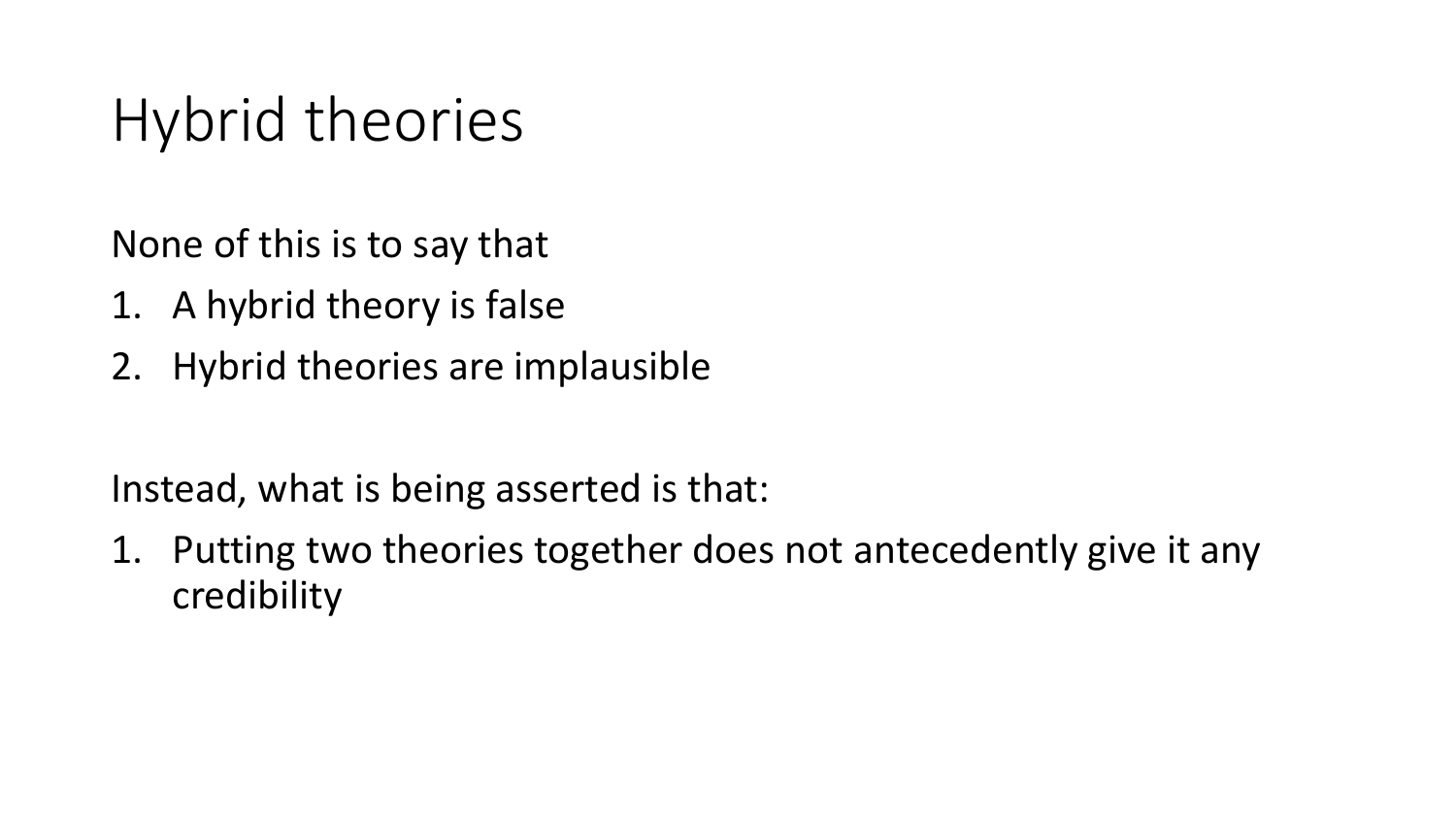# Hybrid theories

None of this is to say that

1. A hybrid theory is false
2. Hybrid theories are implausible

Instead, what is being asserted is that:

1. Putting two theories together does not antecedently give it any credibility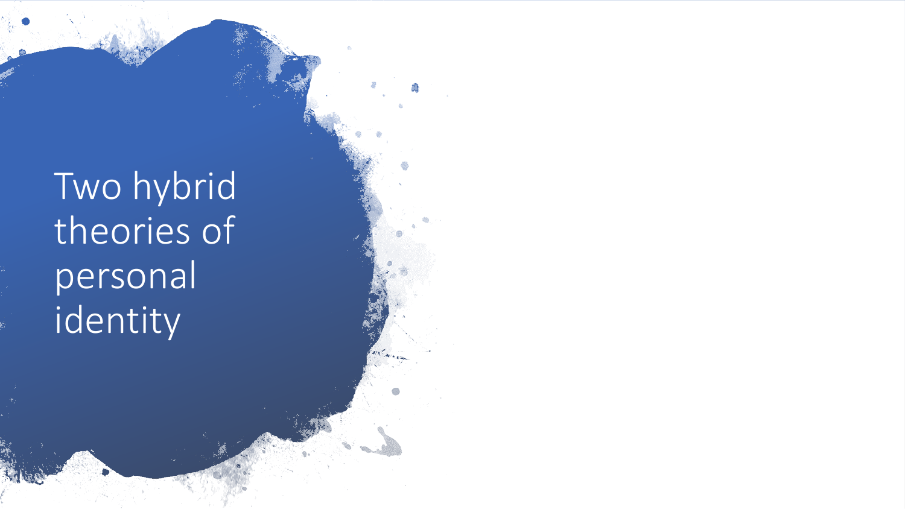# Two hybrid theories of personal identity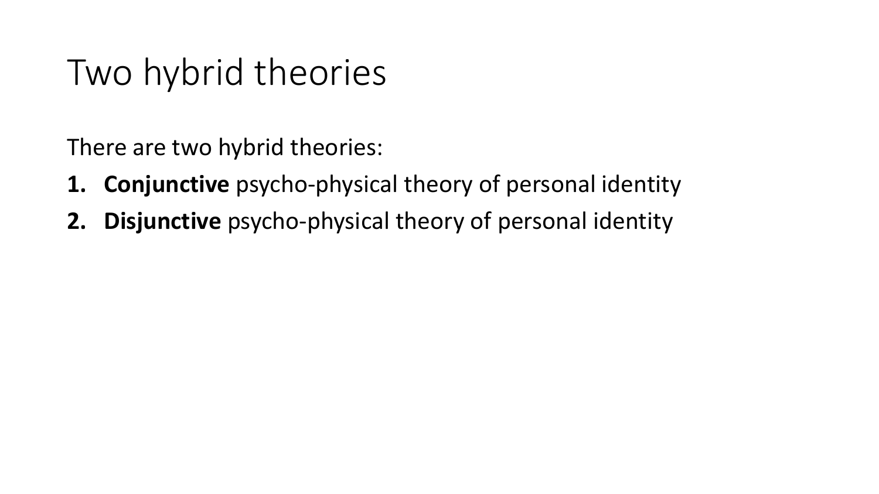# Two hybrid theories

There are two hybrid theories:

1. **Conjunctive** psycho-physical theory of personal identity
2. **Disjunctive** psycho-physical theory of personal identity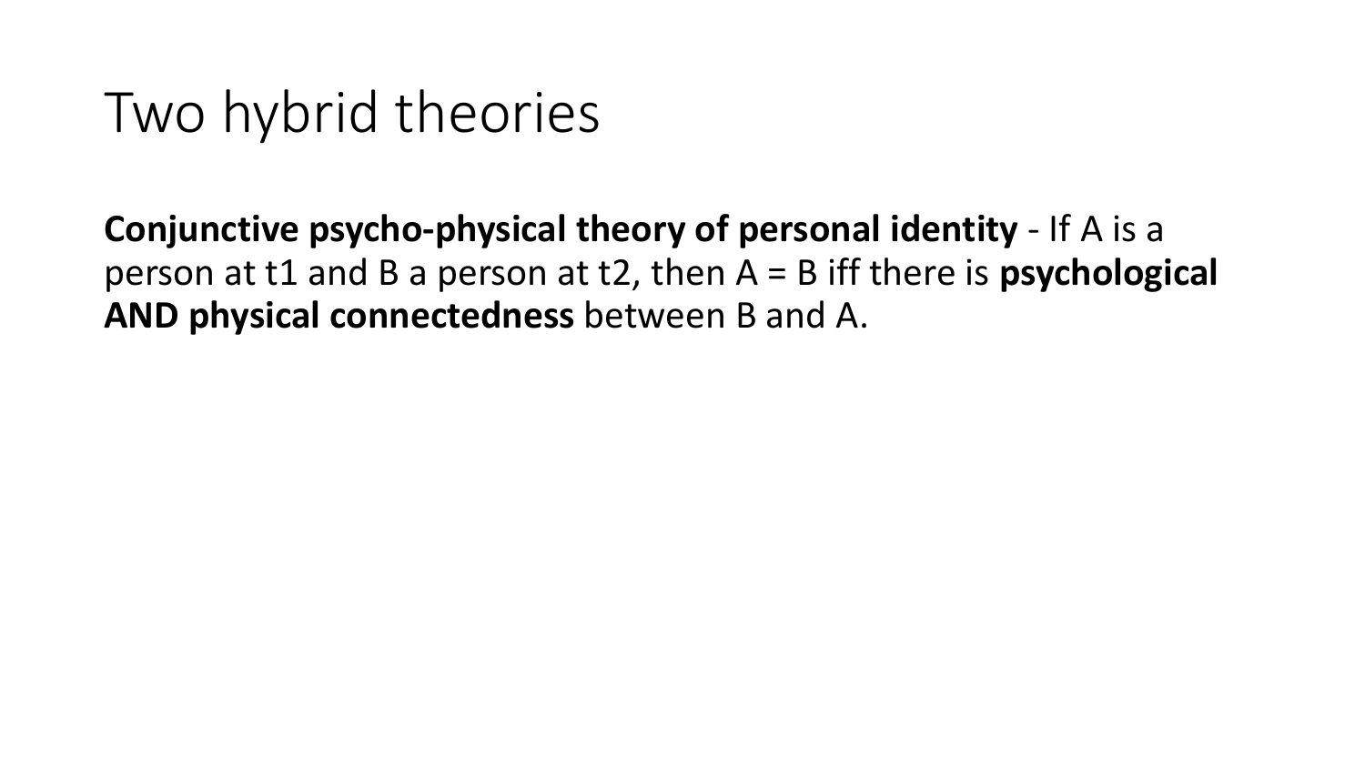# Two hybrid theories

**Conjunctive psycho-physical theory of personal identity** - If A is a person at t1 and B a person at t2, then A = B iff there is **psychological AND physical connectedness** between B and A.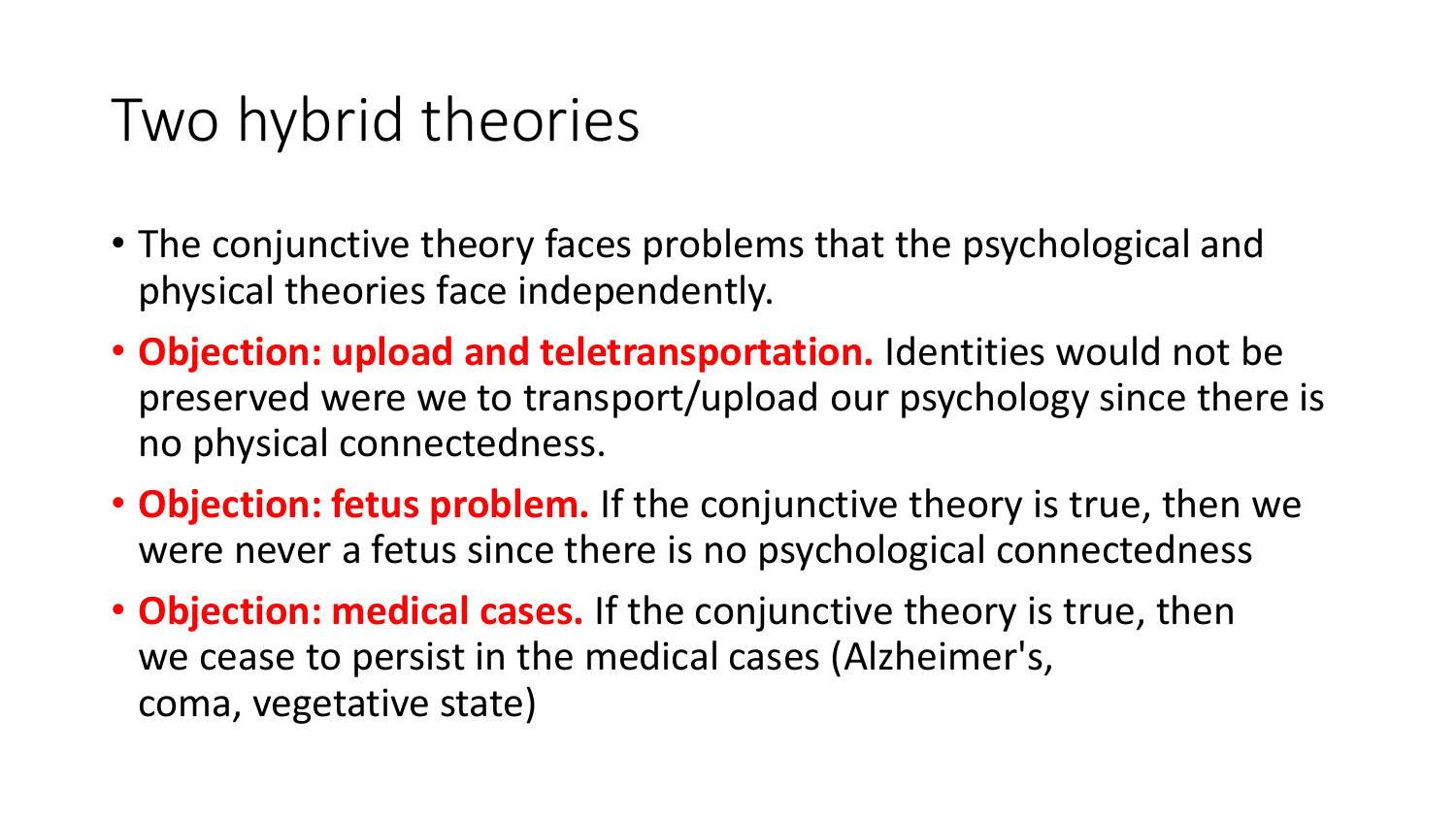# Two hybrid theories

- The conjunctive theory faces problems that the psychological and physical theories face independently.
- **Objection: upload and teletransportation.** Identities would not be preserved were we to transport/upload our psychology since there is no physical connectedness.
- **Objection: fetus problem.** If the conjunctive theory is true, then we were never a fetus since there is no psychological connectedness
- **Objection: medical cases.** If the conjunctive theory is true, then we cease to persist in the medical cases (Alzheimer's, coma, vegetative state)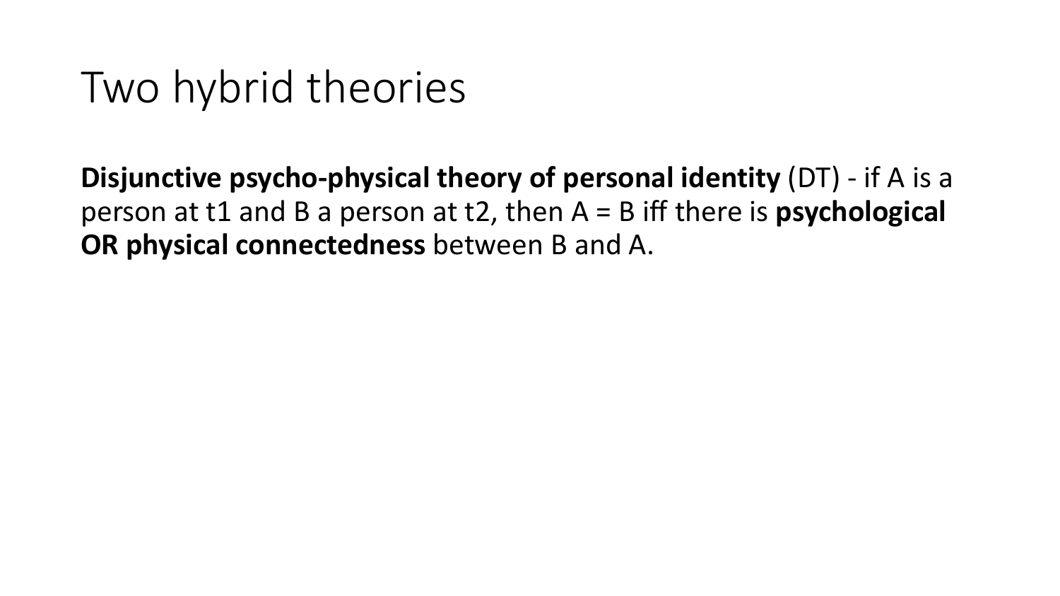# Two hybrid theories

**Disjunctive psycho-physical theory of personal identity** (DT) - if A is a person at t1 and B a person at t2, then A = B iff there is **psychological OR physical connectedness** between B and A.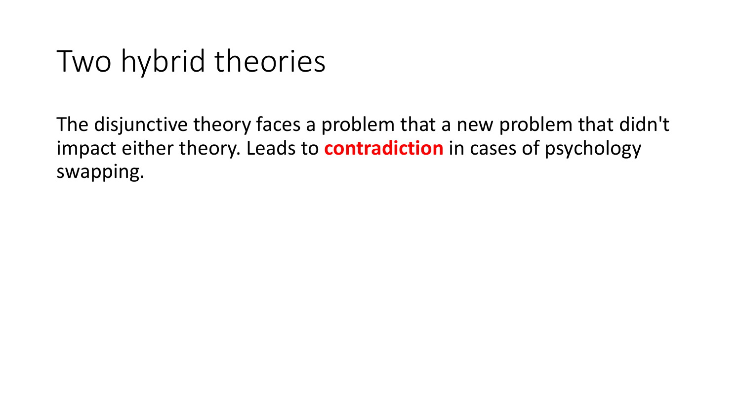# Two hybrid theories

The disjunctive theory faces a problem that a new problem that didn't impact either theory. Leads to **contradiction** in cases of psychology swapping.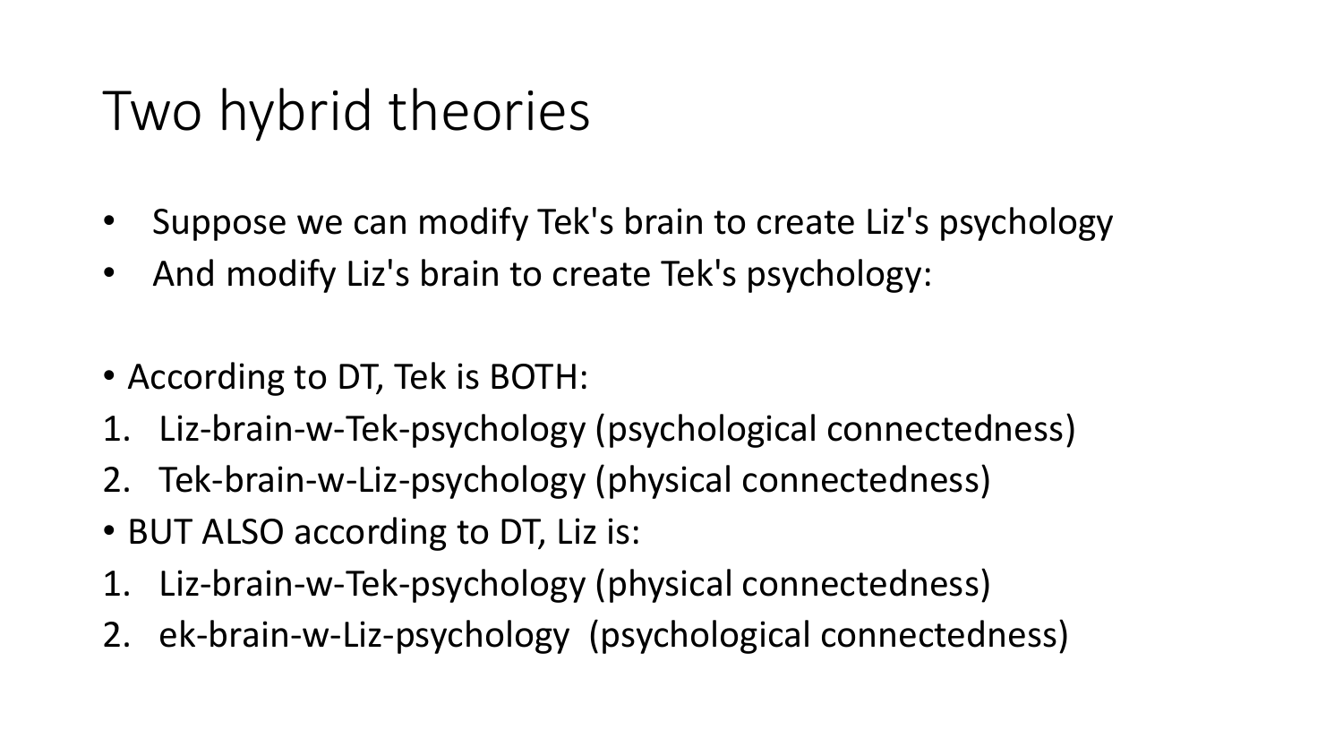# Two hybrid theories

- Suppose we can modify Tek's brain to create Liz's psychology
- And modify Liz's brain to create Tek's psychology:

- According to DT, Tek is BOTH:

1. Liz-brain-w-Tek-psychology (psychological connectedness)
2. Tek-brain-w-Liz-psychology (physical connectedness)

- BUT ALSO according to DT, Liz is:

1. Liz-brain-w-Tek-psychology (physical connectedness)
2. ek-brain-w-Liz-psychology (psychological connectedness)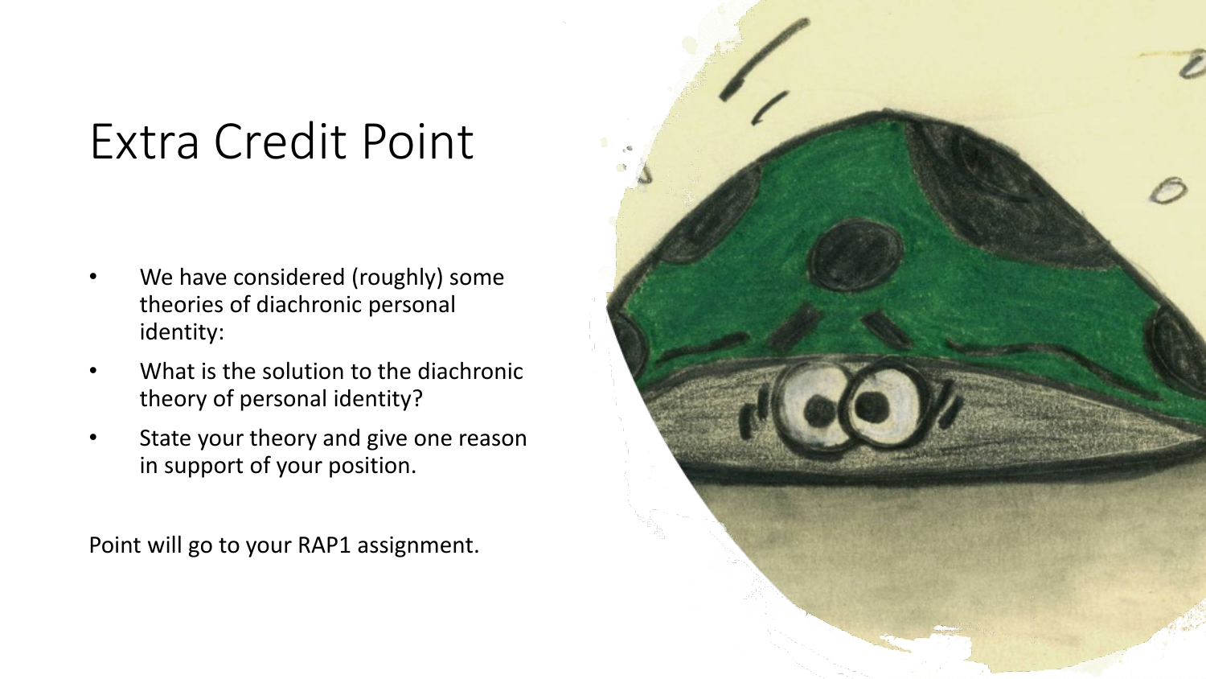# Extra Credit Point

- We have considered (roughly) some theories of diachronic personal identity:
- What is the solution to the diachronic theory of personal identity?
- State your theory and give one reason in support of your position.

Point will go to your RAP1 assignment.